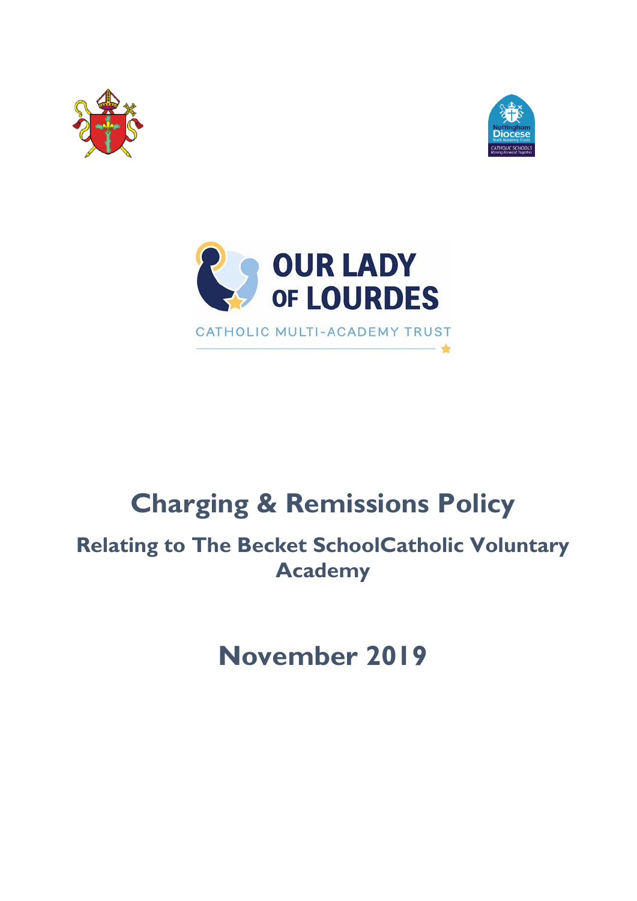OUR LADY OF LOURDES

CATHOLIC MULTI-ACADEMY TRUST

# Charging & Remissions Policy

## Relating to The Becket SchoolCatholic Voluntary Academy

# November 2019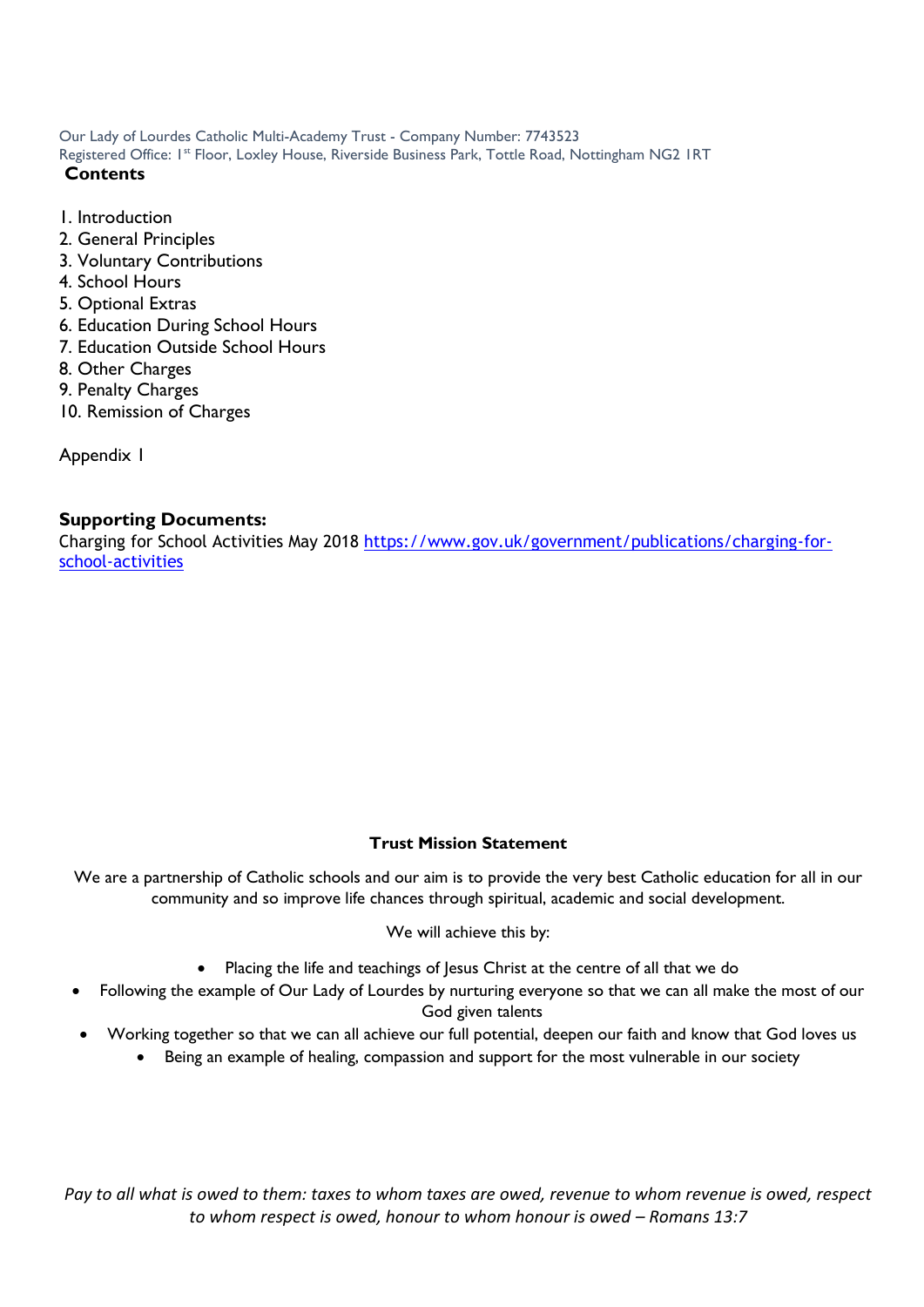Our Lady of Lourdes Catholic Multi-Academy Trust - Company Number: 7743523
Registered Office: 1st Floor, Loxley House, Riverside Business Park, Tottle Road, Nottingham NG2 1RT

## Contents

1. Introduction
2. General Principles
3. Voluntary Contributions
4. School Hours
5. Optional Extras
6. Education During School Hours
7. Education Outside School Hours
8. Other Charges
9. Penalty Charges
10. Remission of Charges

Appendix 1

**Supporting Documents:**
Charging for School Activities May 2018 [https://www.gov.uk/government/publications/charging-for-school-activities](https://www.gov.uk/government/publications/charging-for-school-activities)

**Trust Mission Statement**

We are a partnership of Catholic schools and our aim is to provide the very best Catholic education for all in our community and so improve life chances through spiritual, academic and social development.

We will achieve this by:

- Placing the life and teachings of Jesus Christ at the centre of all that we do
- Following the example of Our Lady of Lourdes by nurturing everyone so that we can all make the most of our God given talents
- Working together so that we can all achieve our full potential, deepen our faith and know that God loves us
- Being an example of healing, compassion and support for the most vulnerable in our society

*Pay to all what is owed to them: taxes to whom taxes are owed, revenue to whom revenue is owed, respect to whom respect is owed, honour to whom honour is owed – Romans 13:7*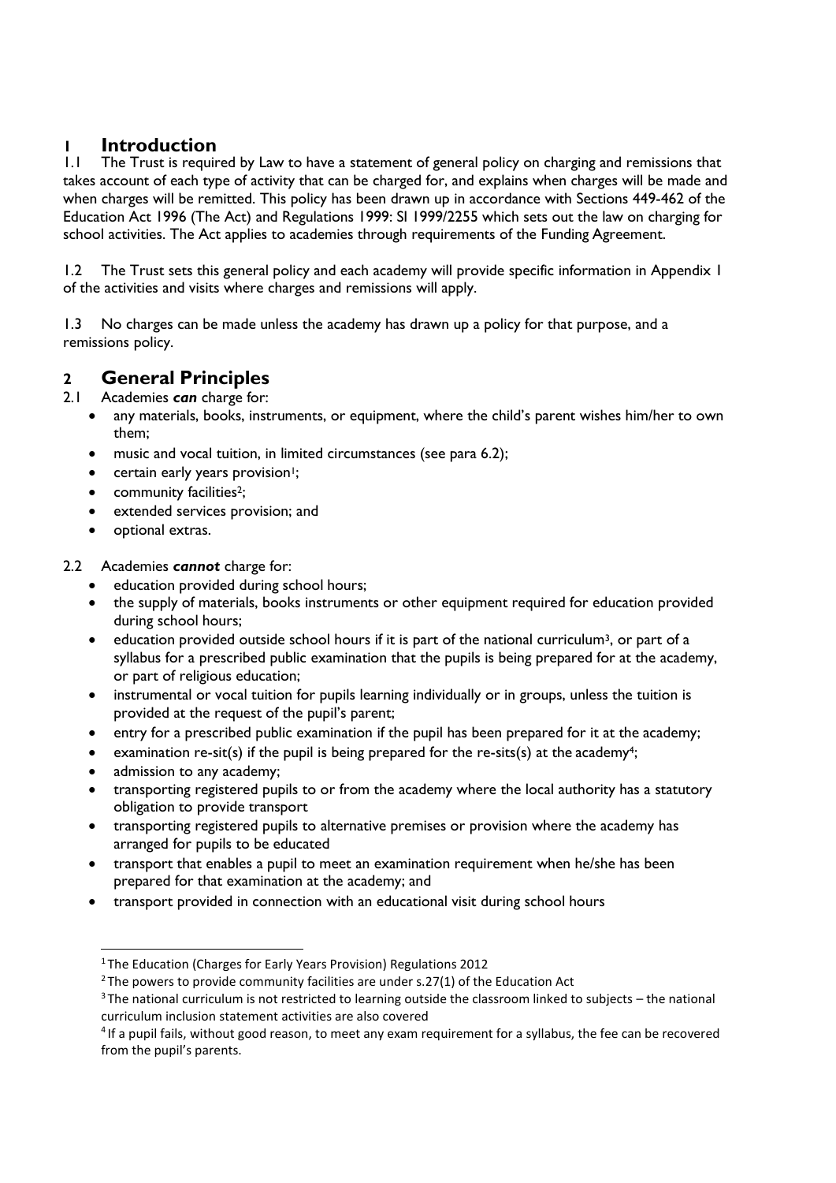# 1 Introduction

1.1 The Trust is required by Law to have a statement of general policy on charging and remissions that takes account of each type of activity that can be charged for, and explains when charges will be made and when charges will be remitted. This policy has been drawn up in accordance with Sections 449-462 of the Education Act 1996 (The Act) and Regulations 1999: SI 1999/2255 which sets out the law on charging for school activities. The Act applies to academies through requirements of the Funding Agreement.

1.2 The Trust sets this general policy and each academy will provide specific information in Appendix 1 of the activities and visits where charges and remissions will apply.

1.3 No charges can be made unless the academy has drawn up a policy for that purpose, and a remissions policy.

# 2 General Principles

2.1 Academies ***can*** charge for:

- any materials, books, instruments, or equipment, where the child's parent wishes him/her to own them;
- music and vocal tuition, in limited circumstances (see para 6.2);
- certain early years provision[1];
- community facilities[2];
- extended services provision; and
- optional extras.

2.2 Academies ***cannot*** charge for:

- education provided during school hours;
- the supply of materials, books instruments or other equipment required for education provided during school hours;
- education provided outside school hours if it is part of the national curriculum[3], or part of a syllabus for a prescribed public examination that the pupils is being prepared for at the academy, or part of religious education;
- instrumental or vocal tuition for pupils learning individually or in groups, unless the tuition is provided at the request of the pupil's parent;
- entry for a prescribed public examination if the pupil has been prepared for it at the academy;
- examination re-sit(s) if the pupil is being prepared for the re-sits(s) at the academy[4];
- admission to any academy;
- transporting registered pupils to or from the academy where the local authority has a statutory obligation to provide transport
- transporting registered pupils to alternative premises or provision where the academy has arranged for pupils to be educated
- transport that enables a pupil to meet an examination requirement when he/she has been prepared for that examination at the academy; and
- transport provided in connection with an educational visit during school hours

---

[1] The Education (Charges for Early Years Provision) Regulations 2012

[2] The powers to provide community facilities are under s.27(1) of the Education Act

[3] The national curriculum is not restricted to learning outside the classroom linked to subjects – the national curriculum inclusion statement activities are also covered

[4] If a pupil fails, without good reason, to meet any exam requirement for a syllabus, the fee can be recovered from the pupil's parents.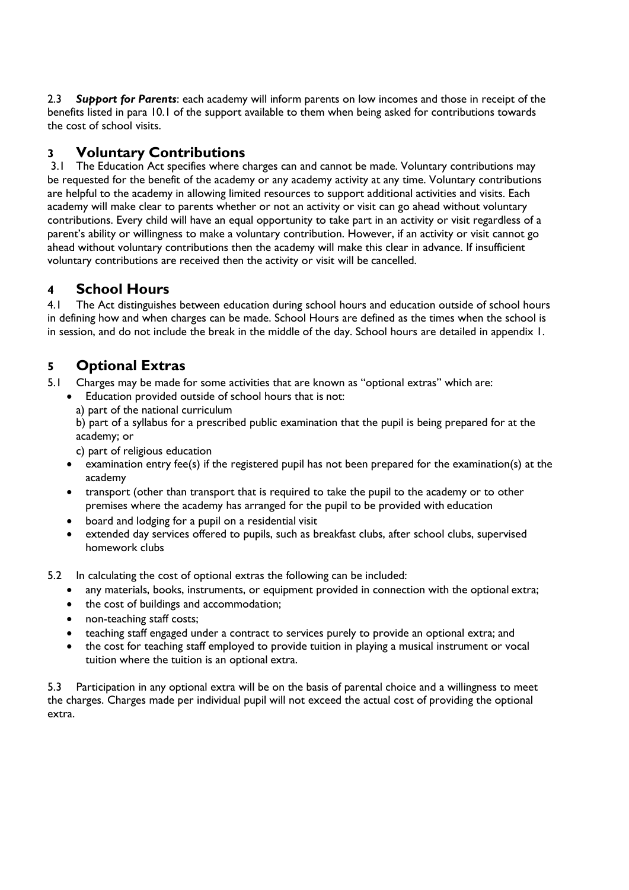2.3 ***Support for Parents***: each academy will inform parents on low incomes and those in receipt of the benefits listed in para 10.1 of the support available to them when being asked for contributions towards the cost of school visits.

## 3 Voluntary Contributions

3.1 The Education Act specifies where charges can and cannot be made. Voluntary contributions may be requested for the benefit of the academy or any academy activity at any time. Voluntary contributions are helpful to the academy in allowing limited resources to support additional activities and visits. Each academy will make clear to parents whether or not an activity or visit can go ahead without voluntary contributions. Every child will have an equal opportunity to take part in an activity or visit regardless of a parent's ability or willingness to make a voluntary contribution. However, if an activity or visit cannot go ahead without voluntary contributions then the academy will make this clear in advance. If insufficient voluntary contributions are received then the activity or visit will be cancelled.

## 4 School Hours

4.1 The Act distinguishes between education during school hours and education outside of school hours in defining how and when charges can be made. School Hours are defined as the times when the school is in session, and do not include the break in the middle of the day. School hours are detailed in appendix 1.

## 5 Optional Extras

5.1 Charges may be made for some activities that are known as "optional extras" which are:

- Education provided outside of school hours that is not:
  a) part of the national curriculum
  b) part of a syllabus for a prescribed public examination that the pupil is being prepared for at the academy; or
  c) part of religious education
- examination entry fee(s) if the registered pupil has not been prepared for the examination(s) at the academy
- transport (other than transport that is required to take the pupil to the academy or to other premises where the academy has arranged for the pupil to be provided with education
- board and lodging for a pupil on a residential visit
- extended day services offered to pupils, such as breakfast clubs, after school clubs, supervised homework clubs

5.2 In calculating the cost of optional extras the following can be included:

- any materials, books, instruments, or equipment provided in connection with the optional extra;
- the cost of buildings and accommodation;
- non-teaching staff costs;
- teaching staff engaged under a contract to services purely to provide an optional extra; and
- the cost for teaching staff employed to provide tuition in playing a musical instrument or vocal tuition where the tuition is an optional extra.

5.3 Participation in any optional extra will be on the basis of parental choice and a willingness to meet the charges. Charges made per individual pupil will not exceed the actual cost of providing the optional extra.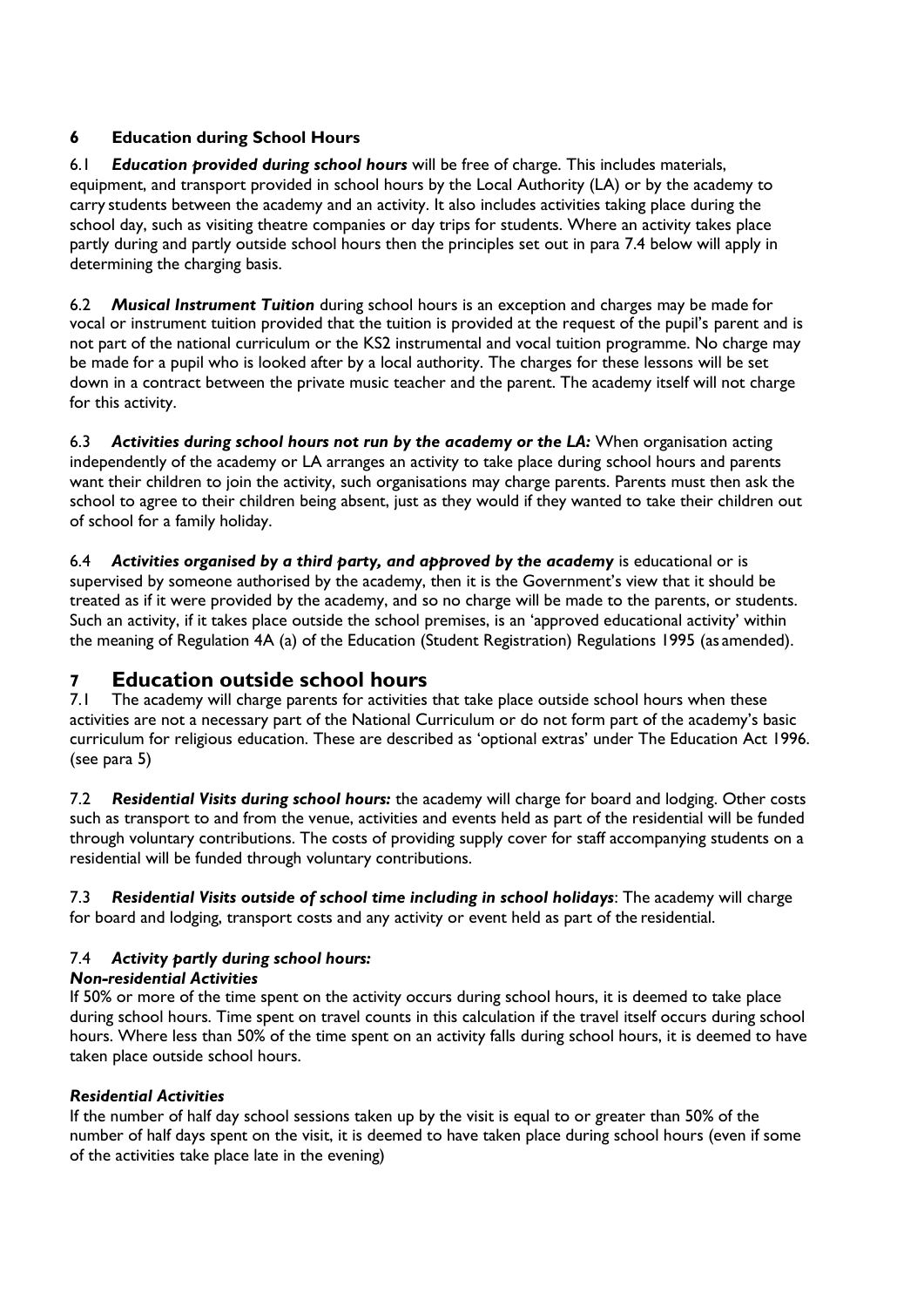## 6 Education during School Hours

6.1 ***Education provided during school hours*** will be free of charge. This includes materials, equipment, and transport provided in school hours by the Local Authority (LA) or by the academy to carry students between the academy and an activity. It also includes activities taking place during the school day, such as visiting theatre companies or day trips for students. Where an activity takes place partly during and partly outside school hours then the principles set out in para 7.4 below will apply in determining the charging basis.

6.2 ***Musical Instrument Tuition*** during school hours is an exception and charges may be made for vocal or instrument tuition provided that the tuition is provided at the request of the pupil's parent and is not part of the national curriculum or the KS2 instrumental and vocal tuition programme. No charge may be made for a pupil who is looked after by a local authority. The charges for these lessons will be set down in a contract between the private music teacher and the parent. The academy itself will not charge for this activity.

6.3 ***Activities during school hours not run by the academy or the LA:*** When organisation acting independently of the academy or LA arranges an activity to take place during school hours and parents want their children to join the activity, such organisations may charge parents. Parents must then ask the school to agree to their children being absent, just as they would if they wanted to take their children out of school for a family holiday.

6.4 ***Activities organised by a third party, and approved by the academy*** is educational or is supervised by someone authorised by the academy, then it is the Government's view that it should be treated as if it were provided by the academy, and so no charge will be made to the parents, or students. Such an activity, if it takes place outside the school premises, is an 'approved educational activity' within the meaning of Regulation 4A (a) of the Education (Student Registration) Regulations 1995 (as amended).

# 7 Education outside school hours

7.1 The academy will charge parents for activities that take place outside school hours when these activities are not a necessary part of the National Curriculum or do not form part of the academy's basic curriculum for religious education. These are described as 'optional extras' under The Education Act 1996. (see para 5)

7.2 ***Residential Visits during school hours:*** the academy will charge for board and lodging. Other costs such as transport to and from the venue, activities and events held as part of the residential will be funded through voluntary contributions. The costs of providing supply cover for staff accompanying students on a residential will be funded through voluntary contributions.

7.3 ***Residential Visits outside of school time including in school holidays***: The academy will charge for board and lodging, transport costs and any activity or event held as part of the residential.

### 7.4 *Activity partly during school hours:*

***Non-residential Activities***

If 50% or more of the time spent on the activity occurs during school hours, it is deemed to take place during school hours. Time spent on travel counts in this calculation if the travel itself occurs during school hours. Where less than 50% of the time spent on an activity falls during school hours, it is deemed to have taken place outside school hours.

***Residential Activities***

If the number of half day school sessions taken up by the visit is equal to or greater than 50% of the number of half days spent on the visit, it is deemed to have taken place during school hours (even if some of the activities take place late in the evening)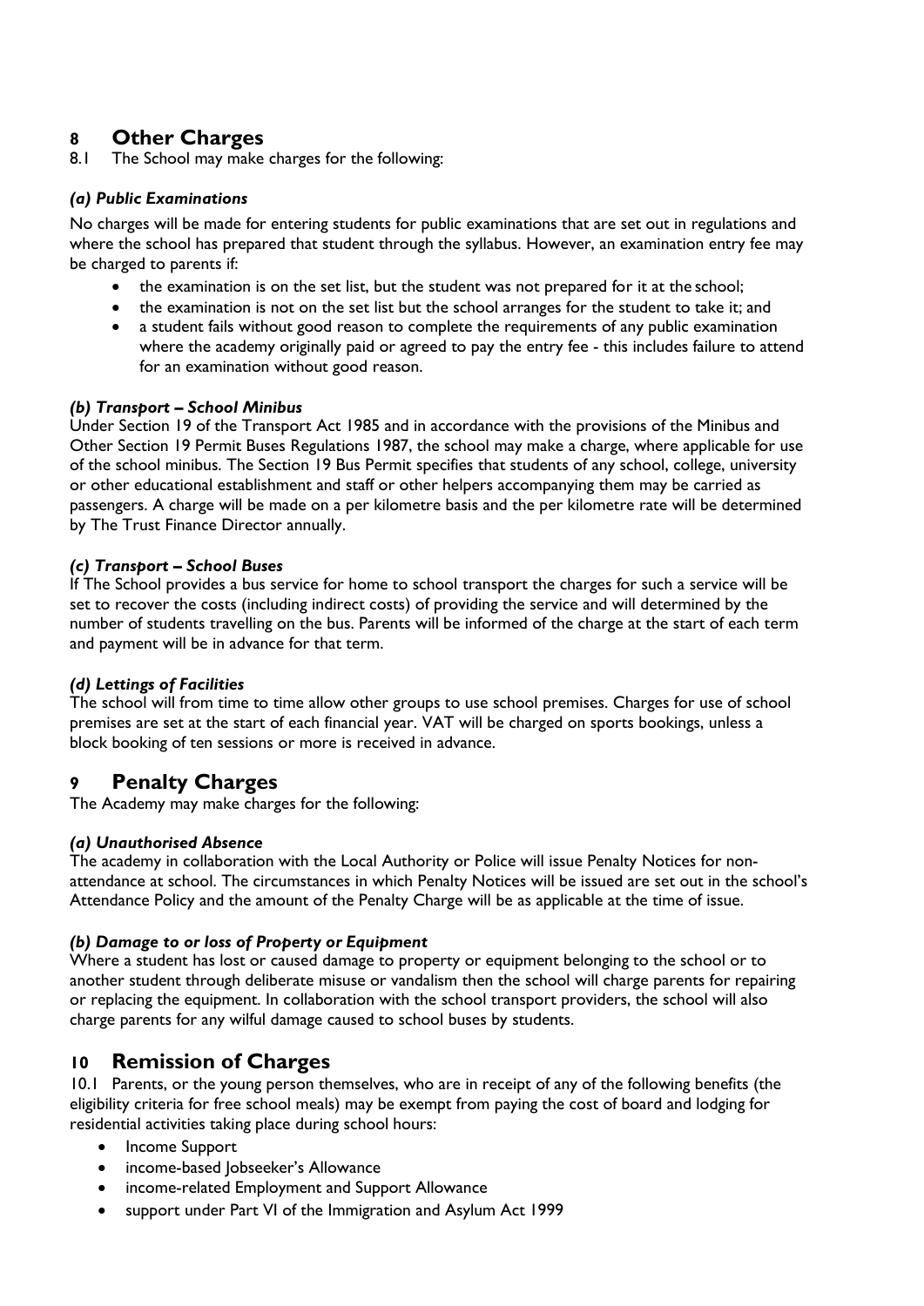# 8 Other Charges

8.1 The School may make charges for the following:

### *(a) Public Examinations*

No charges will be made for entering students for public examinations that are set out in regulations and where the school has prepared that student through the syllabus. However, an examination entry fee may be charged to parents if:

- the examination is on the set list, but the student was not prepared for it at the school;
- the examination is not on the set list but the school arranges for the student to take it; and
- a student fails without good reason to complete the requirements of any public examination where the academy originally paid or agreed to pay the entry fee - this includes failure to attend for an examination without good reason.

### *(b) Transport – School Minibus*

Under Section 19 of the Transport Act 1985 and in accordance with the provisions of the Minibus and Other Section 19 Permit Buses Regulations 1987, the school may make a charge, where applicable for use of the school minibus. The Section 19 Bus Permit specifies that students of any school, college, university or other educational establishment and staff or other helpers accompanying them may be carried as passengers. A charge will be made on a per kilometre basis and the per kilometre rate will be determined by The Trust Finance Director annually.

### *(c) Transport – School Buses*

If The School provides a bus service for home to school transport the charges for such a service will be set to recover the costs (including indirect costs) of providing the service and will determined by the number of students travelling on the bus. Parents will be informed of the charge at the start of each term and payment will be in advance for that term.

### *(d) Lettings of Facilities*

The school will from time to time allow other groups to use school premises. Charges for use of school premises are set at the start of each financial year. VAT will be charged on sports bookings, unless a block booking of ten sessions or more is received in advance.

# 9 Penalty Charges

The Academy may make charges for the following:

### *(a) Unauthorised Absence*

The academy in collaboration with the Local Authority or Police will issue Penalty Notices for non-attendance at school. The circumstances in which Penalty Notices will be issued are set out in the school's Attendance Policy and the amount of the Penalty Charge will be as applicable at the time of issue.

### *(b) Damage to or loss of Property or Equipment*

Where a student has lost or caused damage to property or equipment belonging to the school or to another student through deliberate misuse or vandalism then the school will charge parents for repairing or replacing the equipment. In collaboration with the school transport providers, the school will also charge parents for any wilful damage caused to school buses by students.

# 10 Remission of Charges

10.1 Parents, or the young person themselves, who are in receipt of any of the following benefits (the eligibility criteria for free school meals) may be exempt from paying the cost of board and lodging for residential activities taking place during school hours:

- Income Support
- income-based Jobseeker's Allowance
- income-related Employment and Support Allowance
- support under Part VI of the Immigration and Asylum Act 1999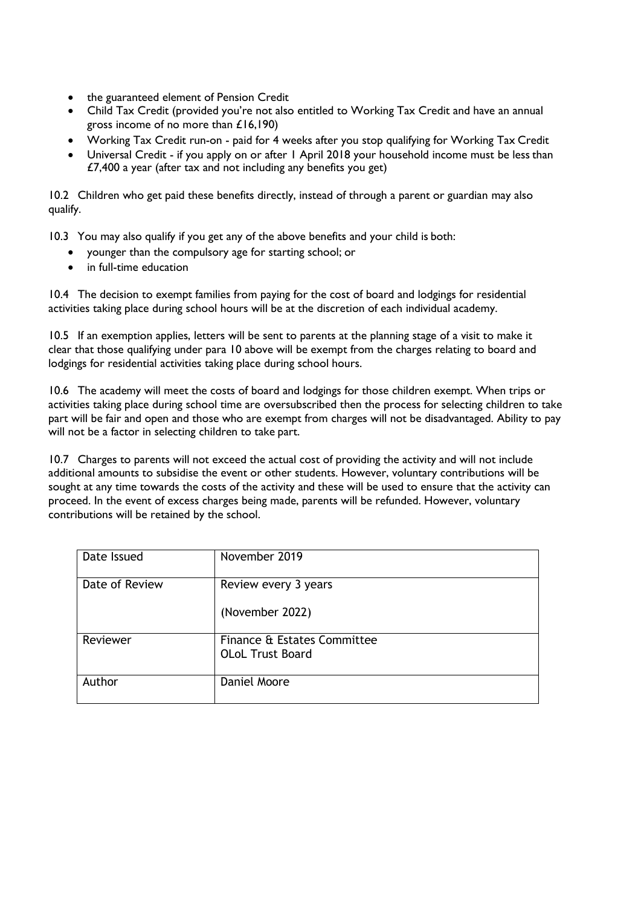- the guaranteed element of Pension Credit
- Child Tax Credit (provided you're not also entitled to Working Tax Credit and have an annual gross income of no more than £16,190)
- Working Tax Credit run-on - paid for 4 weeks after you stop qualifying for Working Tax Credit
- Universal Credit - if you apply on or after 1 April 2018 your household income must be less than £7,400 a year (after tax and not including any benefits you get)

10.2 Children who get paid these benefits directly, instead of through a parent or guardian may also qualify.

10.3 You may also qualify if you get any of the above benefits and your child is both:

- younger than the compulsory age for starting school; or
- in full-time education

10.4 The decision to exempt families from paying for the cost of board and lodgings for residential activities taking place during school hours will be at the discretion of each individual academy.

10.5 If an exemption applies, letters will be sent to parents at the planning stage of a visit to make it clear that those qualifying under para 10 above will be exempt from the charges relating to board and lodgings for residential activities taking place during school hours.

10.6 The academy will meet the costs of board and lodgings for those children exempt. When trips or activities taking place during school time are oversubscribed then the process for selecting children to take part will be fair and open and those who are exempt from charges will not be disadvantaged. Ability to pay will not be a factor in selecting children to take part.

10.7 Charges to parents will not exceed the actual cost of providing the activity and will not include additional amounts to subsidise the event or other students. However, voluntary contributions will be sought at any time towards the costs of the activity and these will be used to ensure that the activity can proceed. In the event of excess charges being made, parents will be refunded. However, voluntary contributions will be retained by the school.

| Date Issued | November 2019 |
|---|---|
| Date of Review | Review every 3 years<br><br>(November 2022) |
| Reviewer | Finance & Estates Committee<br>OLoL Trust Board |
| Author | Daniel Moore |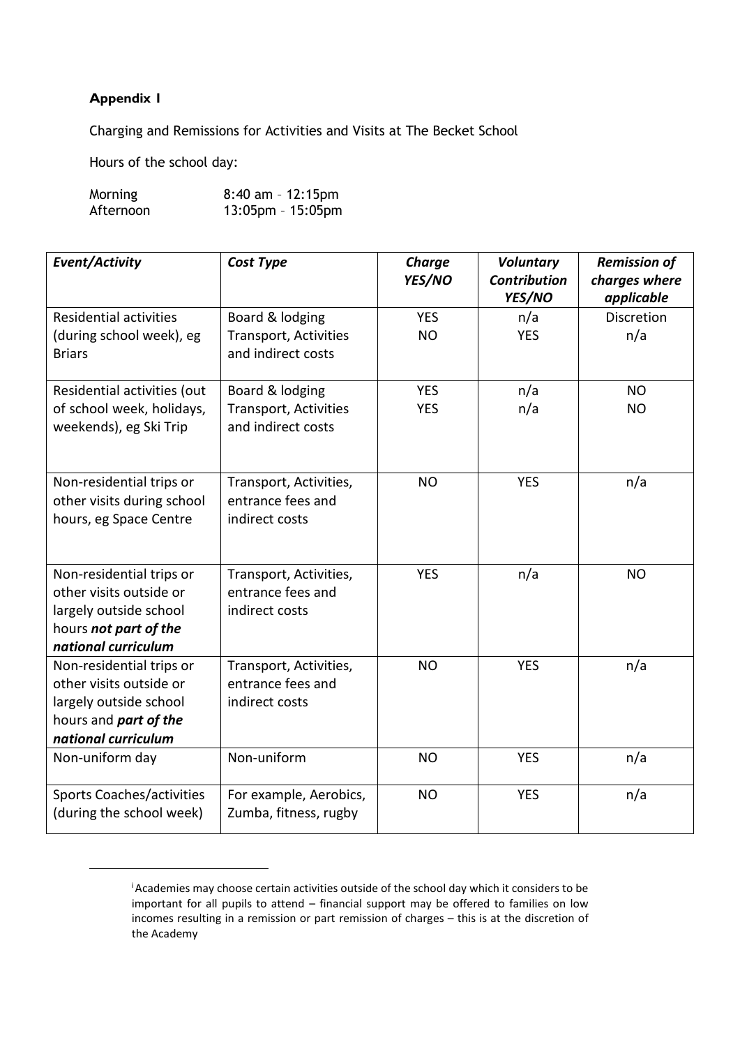**Appendix I**

Charging and Remissions for Activities and Visits at The Becket School

Hours of the school day:

Morning 8:40 am – 12:15pm
Afternoon 13:05pm – 15:05pm

| *Event/Activity* | *Cost Type* | *Charge YES/NO* | *Voluntary Contribution YES/NO* | *Remission of charges where applicable* |
|---|---|---|---|---|
| Residential activities (during school week), eg Briars | Board & lodging<br>Transport, Activities and indirect costs | YES<br>NO | n/a<br>YES | Discretion<br>n/a |
| Residential activities (out of school week, holidays, weekends), eg Ski Trip | Board & lodging<br>Transport, Activities and indirect costs | YES<br>YES | n/a<br>n/a | NO<br>NO |
| Non-residential trips or other visits during school hours, eg Space Centre | Transport, Activities, entrance fees and indirect costs | NO | YES | n/a |
| Non-residential trips or other visits outside or largely outside school hours ***not part of the national curriculum*** | Transport, Activities, entrance fees and indirect costs | YES | n/a | NO |
| Non-residential trips or other visits outside or largely outside school hours and ***part of the national curriculum*** | Transport, Activities, entrance fees and indirect costs | NO | YES | n/a |
| Non-uniform day | Non-uniform | NO | YES | n/a |
| Sports Coaches/activities (during the school week) | For example, Aerobics, Zumba, fitness, rugby | NO | YES | n/a |

[i] Academies may choose certain activities outside of the school day which it considers to be important for all pupils to attend – financial support may be offered to families on low incomes resulting in a remission or part remission of charges – this is at the discretion of the Academy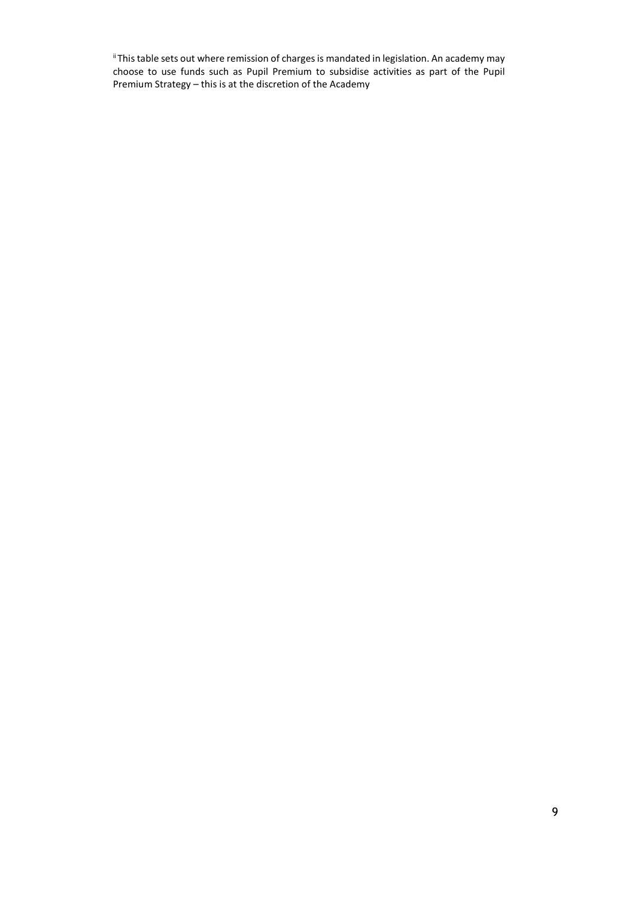[ii] This table sets out where remission of charges is mandated in legislation. An academy may choose to use funds such as Pupil Premium to subsidise activities as part of the Pupil Premium Strategy – this is at the discretion of the Academy